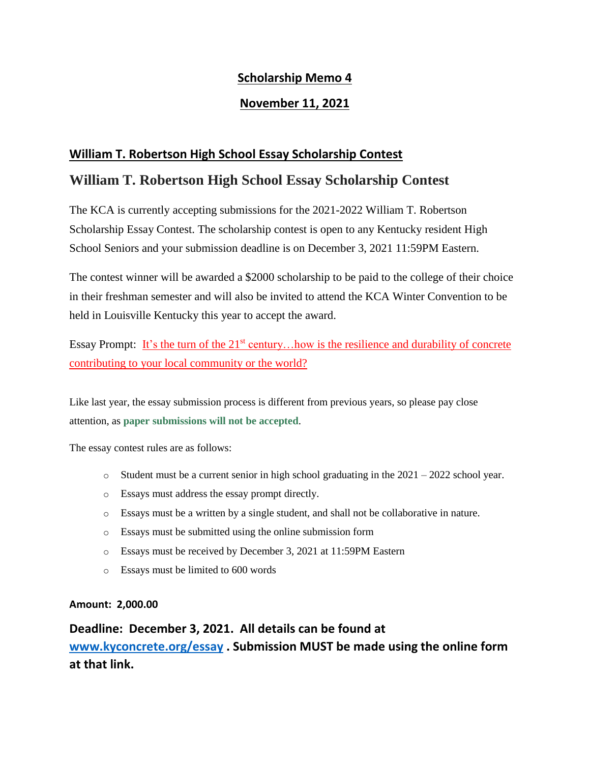# Scholarship Memo 4

## November 11, 2021

## William T. Robertson High School Essay Scholarship Contest

## William T. Robertson High School Essay Scholarship Contest

The KCA is currently accepting submissions for the 2021-2022 William T. Robertson Scholarship Essay Contest. The scholarship contest is open to any Kentucky resident High School Seniors and your submission deadline is on December 3, 2021 11:59PM Eastern.

The contest winner will be awarded a $2000 scholarship to be paid to the college of their choice in their freshman semester and will also be invited to attend the KCA Winter Convention to be held in Louisville Kentucky this year to accept the award.

Essay Prompt: It's the turn of the 21st century…how is the resilience and durability of concrete contributing to your local community or the world?

Like last year, the essay submission process is different from previous years, so please pay close attention, as **paper submissions will not be accepted**.

The essay contest rules are as follows:

- Student must be a current senior in high school graduating in the 2021 – 2022 school year.
- Essays must address the essay prompt directly.
- Essays must be a written by a single student, and shall not be collaborative in nature.
- Essays must be submitted using the online submission form
- Essays must be received by December 3, 2021 at 11:59PM Eastern
- Essays must be limited to 600 words

**Amount: 2,000.00**

**Deadline: December 3, 2021. All details can be found at [www.kyconcrete.org/essay](http://www.kyconcrete.org/essay) . Submission MUST be made using the online form at that link.**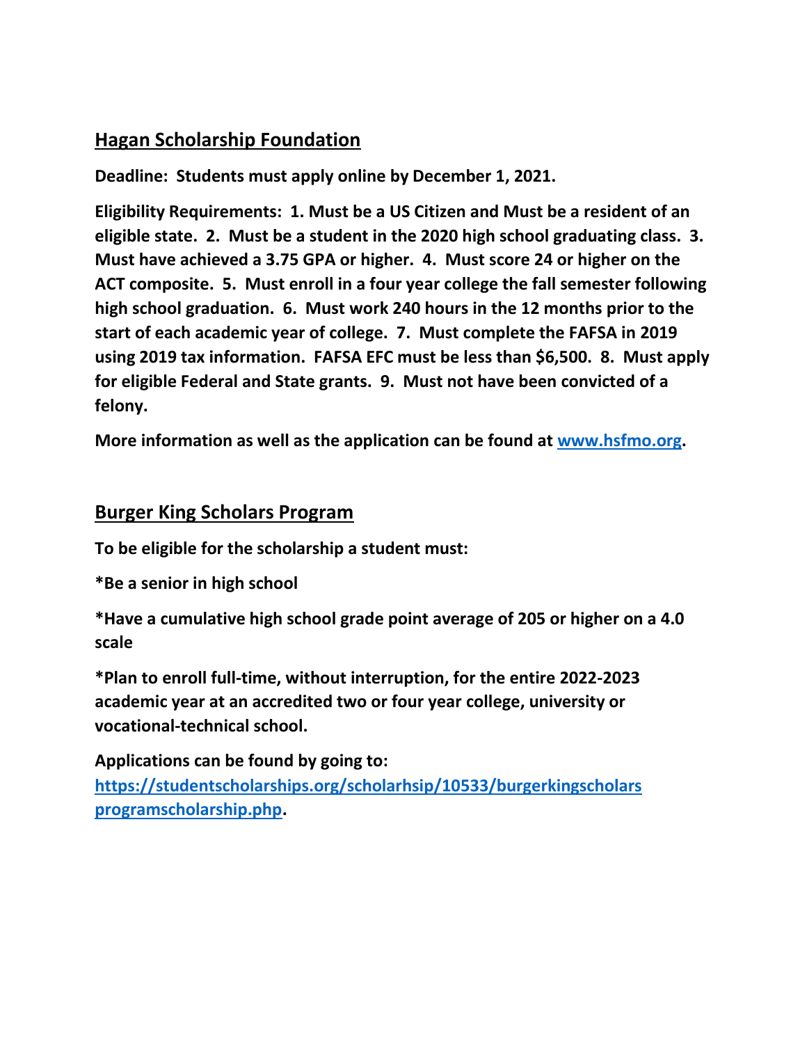## Hagan Scholarship Foundation

**Deadline: Students must apply online by December 1, 2021.**

**Eligibility Requirements: 1. Must be a US Citizen and Must be a resident of an eligible state. 2. Must be a student in the 2020 high school graduating class. 3. Must have achieved a 3.75 GPA or higher. 4. Must score 24 or higher on the ACT composite. 5. Must enroll in a four year college the fall semester following high school graduation. 6. Must work 240 hours in the 12 months prior to the start of each academic year of college. 7. Must complete the FAFSA in 2019 using 2019 tax information. FAFSA EFC must be less than $6,500. 8. Must apply for eligible Federal and State grants. 9. Must not have been convicted of a felony.**

**More information as well as the application can be found at [www.hsfmo.org](www.hsfmo.org).**

## Burger King Scholars Program

**To be eligible for the scholarship a student must:**

**\*Be a senior in high school**

**\*Have a cumulative high school grade point average of 205 or higher on a 4.0 scale**

**\*Plan to enroll full-time, without interruption, for the entire 2022-2023 academic year at an accredited two or four year college, university or vocational-technical school.**

**Applications can be found by going to: [https://studentscholarships.org/scholarhsip/10533/burgerkingscholarsprogramscholarship.php](https://studentscholarships.org/scholarhsip/10533/burgerkingscholarsprogramscholarship.php).**